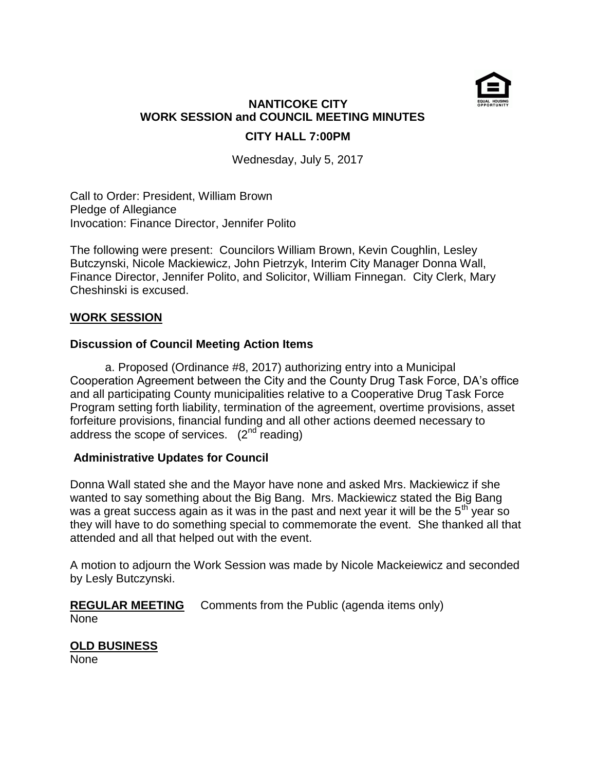# NANTICOKE CITY
## WORK SESSION and COUNCIL MEETING MINUTES
### CITY HALL 7:00PM

Wednesday, July 5, 2017

Call to Order: President, William Brown
Pledge of Allegiance
Invocation: Finance Director, Jennifer Polito

The following were present: Councilors William Brown, Kevin Coughlin, Lesley Butczynski, Nicole Mackiewicz, John Pietrzyk, Interim City Manager Donna Wall, Finance Director, Jennifer Polito, and Solicitor, William Finnegan. City Clerk, Mary Cheshinski is excused.

**WORK SESSION**

**Discussion of Council Meeting Action Items**

a. Proposed (Ordinance #8, 2017) authorizing entry into a Municipal Cooperation Agreement between the City and the County Drug Task Force, DA's office and all participating County municipalities relative to a Cooperative Drug Task Force Program setting forth liability, termination of the agreement, overtime provisions, asset forfeiture provisions, financial funding and all other actions deemed necessary to address the scope of services. (2nd reading)

**Administrative Updates for Council**

Donna Wall stated she and the Mayor have none and asked Mrs. Mackiewicz if she wanted to say something about the Big Bang. Mrs. Mackiewicz stated the Big Bang was a great success again as it was in the past and next year it will be the 5th year so they will have to do something special to commemorate the event. She thanked all that attended and all that helped out with the event.

A motion to adjourn the Work Session was made by Nicole Mackeiewicz and seconded by Lesly Butczynski.

**REGULAR MEETING** Comments from the Public (agenda items only)
None

**OLD BUSINESS**
None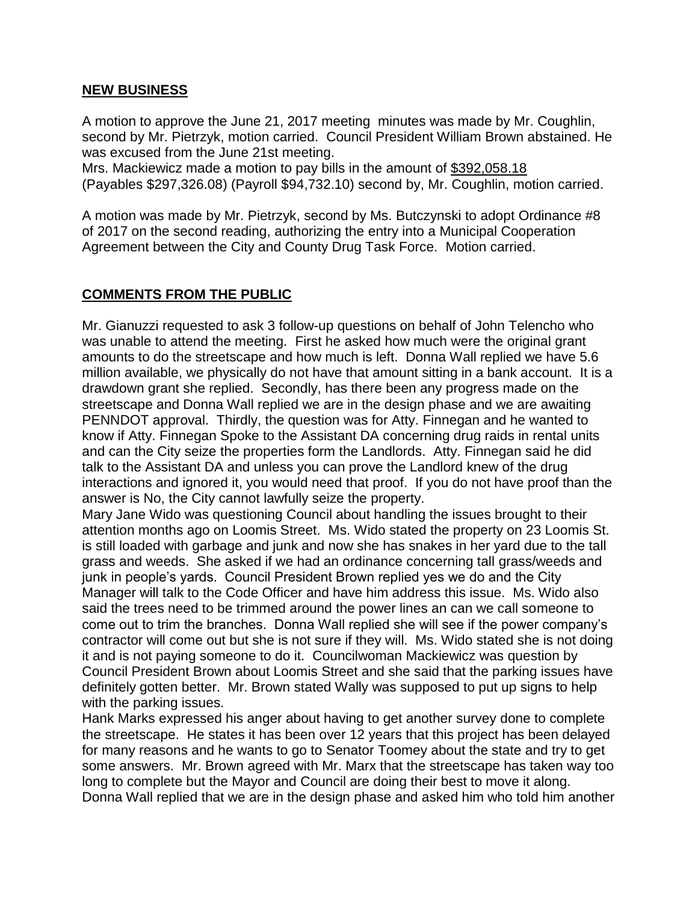## **NEW BUSINESS**

A motion to approve the June 21, 2017 meeting minutes was made by Mr. Coughlin, second by Mr. Pietrzyk, motion carried. Council President William Brown abstained. He was excused from the June 21st meeting.
Mrs. Mackiewicz made a motion to pay bills in the amount of $392,058.18 (Payables $297,326.08) (Payroll $94,732.10) second by, Mr. Coughlin, motion carried.

A motion was made by Mr. Pietrzyk, second by Ms. Butczynski to adopt Ordinance #8 of 2017 on the second reading, authorizing the entry into a Municipal Cooperation Agreement between the City and County Drug Task Force. Motion carried.

## **COMMENTS FROM THE PUBLIC**

Mr. Gianuzzi requested to ask 3 follow-up questions on behalf of John Telencho who was unable to attend the meeting. First he asked how much were the original grant amounts to do the streetscape and how much is left. Donna Wall replied we have 5.6 million available, we physically do not have that amount sitting in a bank account. It is a drawdown grant she replied. Secondly, has there been any progress made on the streetscape and Donna Wall replied we are in the design phase and we are awaiting PENNDOT approval. Thirdly, the question was for Atty. Finnegan and he wanted to know if Atty. Finnegan Spoke to the Assistant DA concerning drug raids in rental units and can the City seize the properties form the Landlords. Atty. Finnegan said he did talk to the Assistant DA and unless you can prove the Landlord knew of the drug interactions and ignored it, you would need that proof. If you do not have proof than the answer is No, the City cannot lawfully seize the property.
Mary Jane Wido was questioning Council about handling the issues brought to their attention months ago on Loomis Street. Ms. Wido stated the property on 23 Loomis St. is still loaded with garbage and junk and now she has snakes in her yard due to the tall grass and weeds. She asked if we had an ordinance concerning tall grass/weeds and junk in people's yards. Council President Brown replied yes we do and the City Manager will talk to the Code Officer and have him address this issue. Ms. Wido also said the trees need to be trimmed around the power lines an can we call someone to come out to trim the branches. Donna Wall replied she will see if the power company's contractor will come out but she is not sure if they will. Ms. Wido stated she is not doing it and is not paying someone to do it. Councilwoman Mackiewicz was question by Council President Brown about Loomis Street and she said that the parking issues have definitely gotten better. Mr. Brown stated Wally was supposed to put up signs to help with the parking issues.
Hank Marks expressed his anger about having to get another survey done to complete the streetscape. He states it has been over 12 years that this project has been delayed for many reasons and he wants to go to Senator Toomey about the state and try to get some answers. Mr. Brown agreed with Mr. Marx that the streetscape has taken way too long to complete but the Mayor and Council are doing their best to move it along. Donna Wall replied that we are in the design phase and asked him who told him another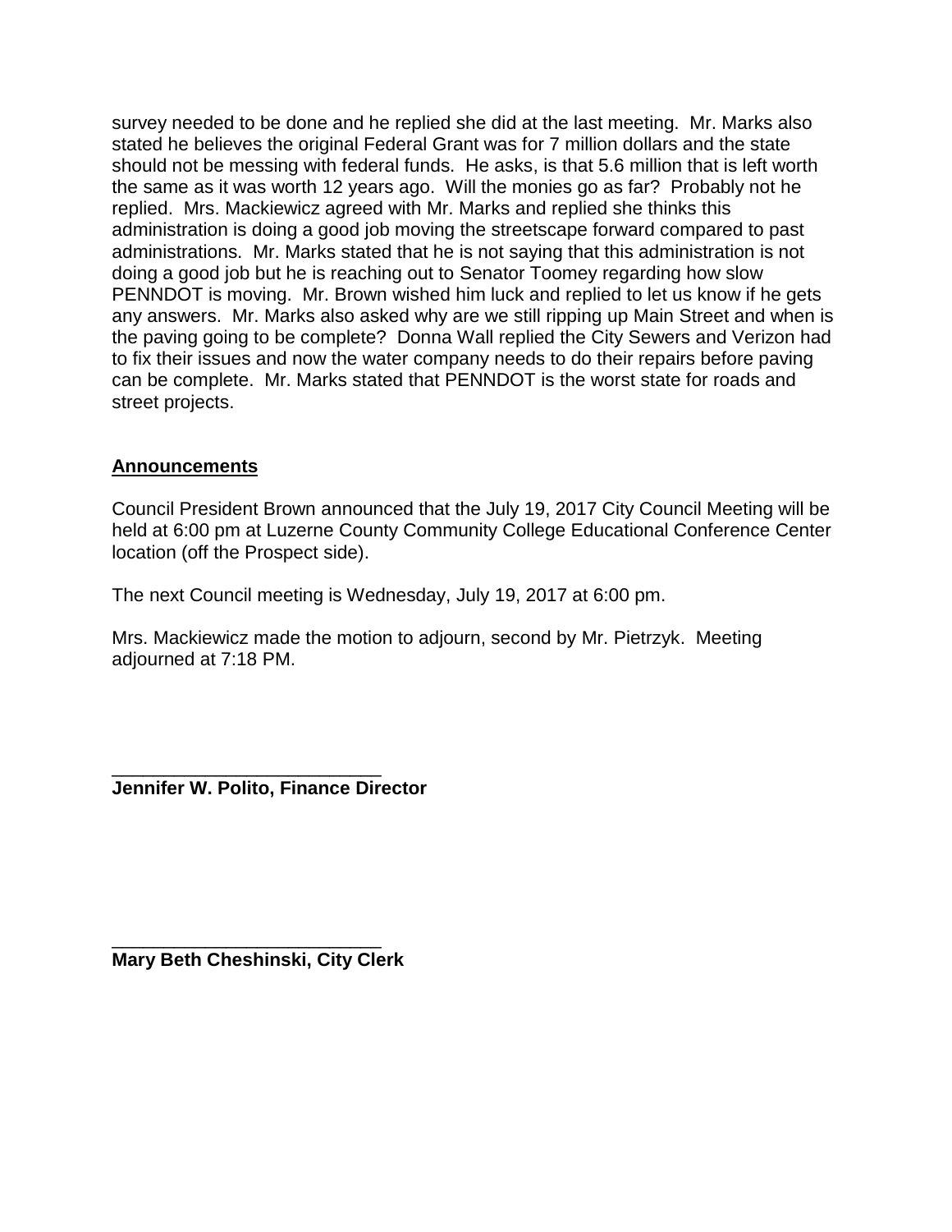survey needed to be done and he replied she did at the last meeting. Mr. Marks also stated he believes the original Federal Grant was for 7 million dollars and the state should not be messing with federal funds. He asks, is that 5.6 million that is left worth the same as it was worth 12 years ago. Will the monies go as far? Probably not he replied. Mrs. Mackiewicz agreed with Mr. Marks and replied she thinks this administration is doing a good job moving the streetscape forward compared to past administrations. Mr. Marks stated that he is not saying that this administration is not doing a good job but he is reaching out to Senator Toomey regarding how slow PENNDOT is moving. Mr. Brown wished him luck and replied to let us know if he gets any answers. Mr. Marks also asked why are we still ripping up Main Street and when is the paving going to be complete? Donna Wall replied the City Sewers and Verizon had to fix their issues and now the water company needs to do their repairs before paving can be complete. Mr. Marks stated that PENNDOT is the worst state for roads and street projects.

## Announcements

Council President Brown announced that the July 19, 2017 City Council Meeting will be held at 6:00 pm at Luzerne County Community College Educational Conference Center location (off the Prospect side).

The next Council meeting is Wednesday, July 19, 2017 at 6:00 pm.

Mrs. Mackiewicz made the motion to adjourn, second by Mr. Pietrzyk. Meeting adjourned at 7:18 PM.

___________________________
**Jennifer W. Polito, Finance Director**

___________________________
**Mary Beth Cheshinski, City Clerk**